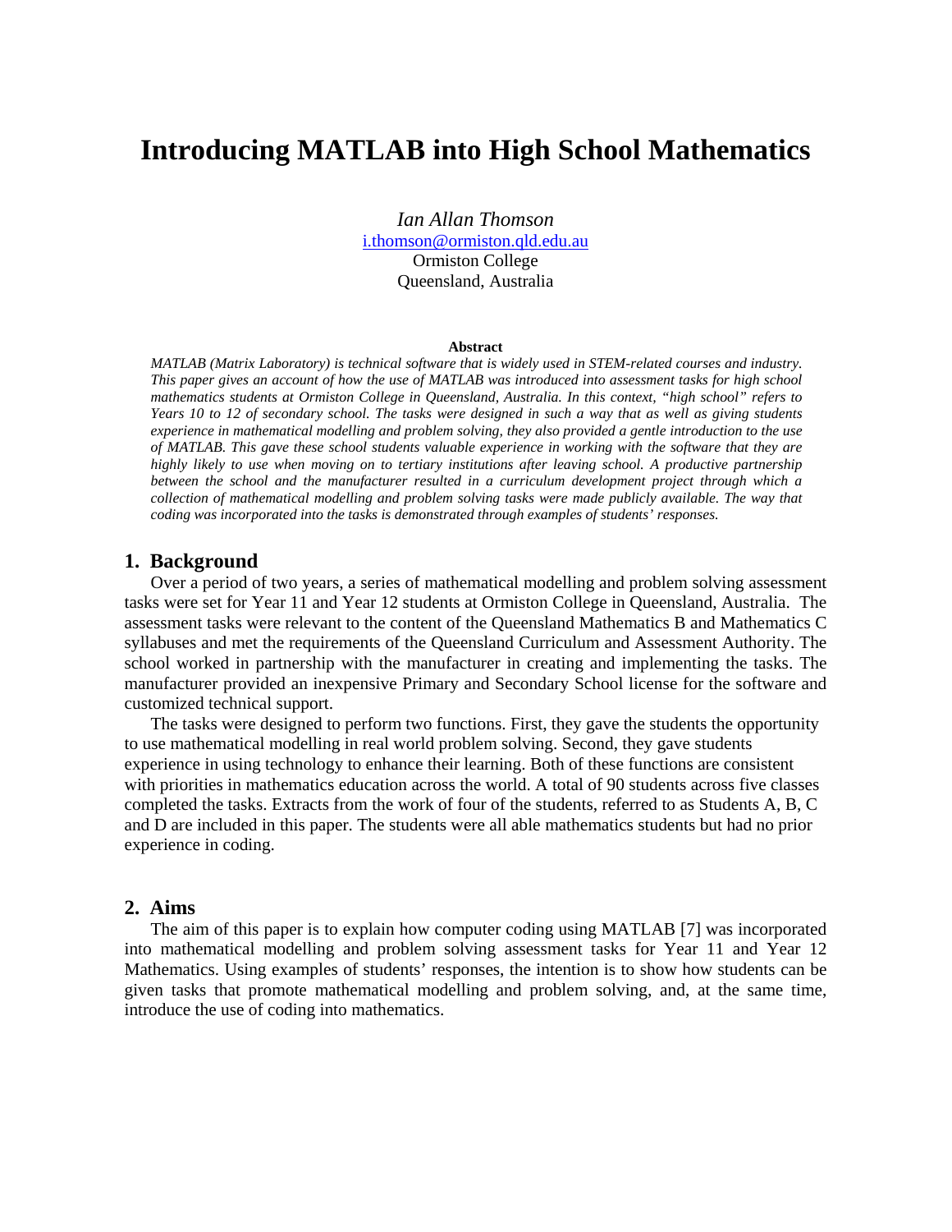# Introducing MATLAB into High School Mathematics

*Ian Allan Thomson*
i.thomson@ormiston.qld.edu.au
Ormiston College
Queensland, Australia

**Abstract**

*MATLAB (Matrix Laboratory) is technical software that is widely used in STEM-related courses and industry. This paper gives an account of how the use of MATLAB was introduced into assessment tasks for high school mathematics students at Ormiston College in Queensland, Australia. In this context, "high school" refers to Years 10 to 12 of secondary school. The tasks were designed in such a way that as well as giving students experience in mathematical modelling and problem solving, they also provided a gentle introduction to the use of MATLAB. This gave these school students valuable experience in working with the software that they are highly likely to use when moving on to tertiary institutions after leaving school. A productive partnership between the school and the manufacturer resulted in a curriculum development project through which a collection of mathematical modelling and problem solving tasks were made publicly available. The way that coding was incorporated into the tasks is demonstrated through examples of students' responses.*

## 1. Background

Over a period of two years, a series of mathematical modelling and problem solving assessment tasks were set for Year 11 and Year 12 students at Ormiston College in Queensland, Australia. The assessment tasks were relevant to the content of the Queensland Mathematics B and Mathematics C syllabuses and met the requirements of the Queensland Curriculum and Assessment Authority. The school worked in partnership with the manufacturer in creating and implementing the tasks. The manufacturer provided an inexpensive Primary and Secondary School license for the software and customized technical support.

The tasks were designed to perform two functions. First, they gave the students the opportunity to use mathematical modelling in real world problem solving. Second, they gave students experience in using technology to enhance their learning. Both of these functions are consistent with priorities in mathematics education across the world. A total of 90 students across five classes completed the tasks. Extracts from the work of four of the students, referred to as Students A, B, C and D are included in this paper. The students were all able mathematics students but had no prior experience in coding.

## 2. Aims

The aim of this paper is to explain how computer coding using MATLAB [7] was incorporated into mathematical modelling and problem solving assessment tasks for Year 11 and Year 12 Mathematics. Using examples of students' responses, the intention is to show how students can be given tasks that promote mathematical modelling and problem solving, and, at the same time, introduce the use of coding into mathematics.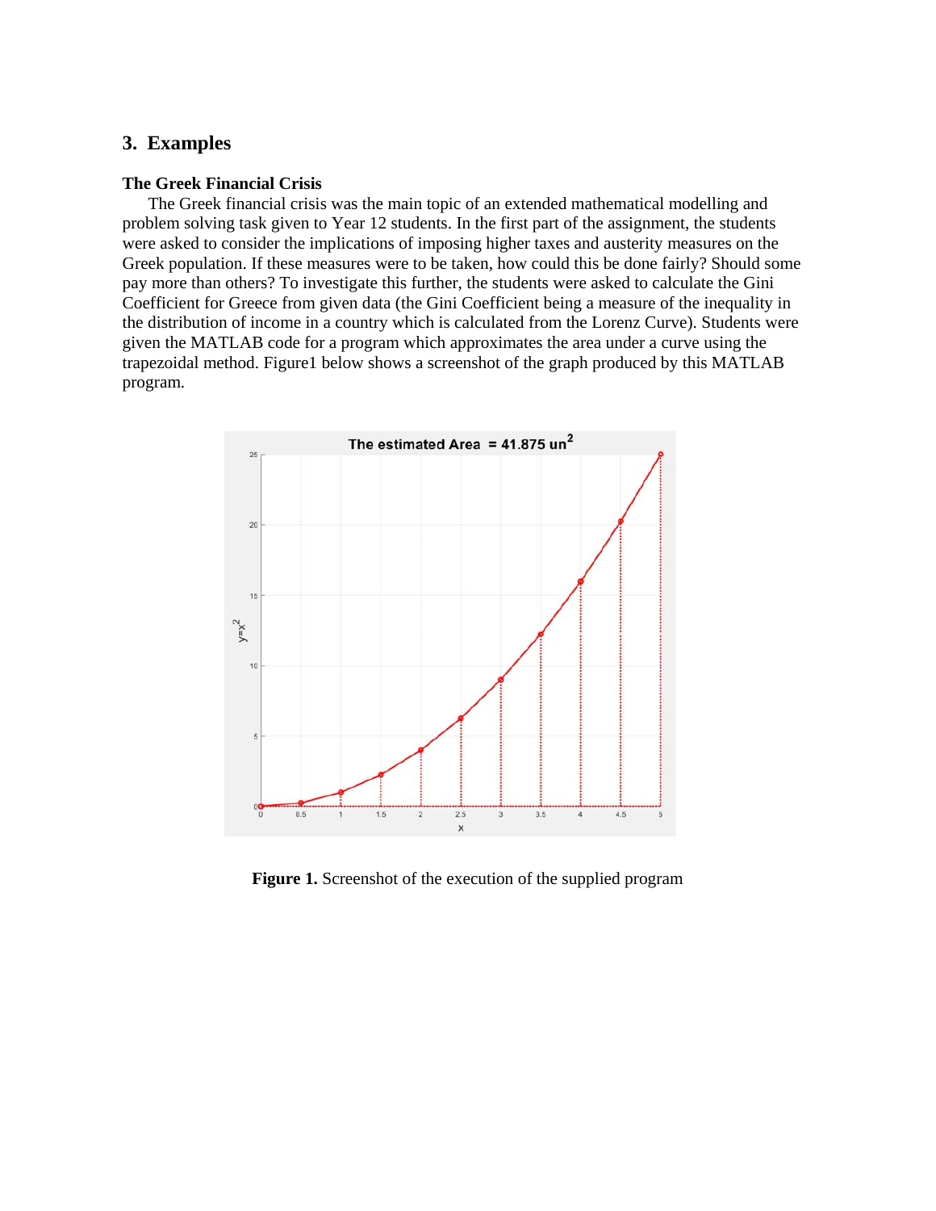## 3. Examples

### The Greek Financial Crisis

The Greek financial crisis was the main topic of an extended mathematical modelling and problem solving task given to Year 12 students. In the first part of the assignment, the students were asked to consider the implications of imposing higher taxes and austerity measures on the Greek population. If these measures were to be taken, how could this be done fairly? Should some pay more than others? To investigate this further, the students were asked to calculate the Gini Coefficient for Greece from given data (the Gini Coefficient being a measure of the inequality in the distribution of income in a country which is calculated from the Lorenz Curve). Students were given the MATLAB code for a program which approximates the area under a curve using the trapezoidal method. Figure1 below shows a screenshot of the graph produced by this MATLAB program.

**Figure 1.** Screenshot of the execution of the supplied program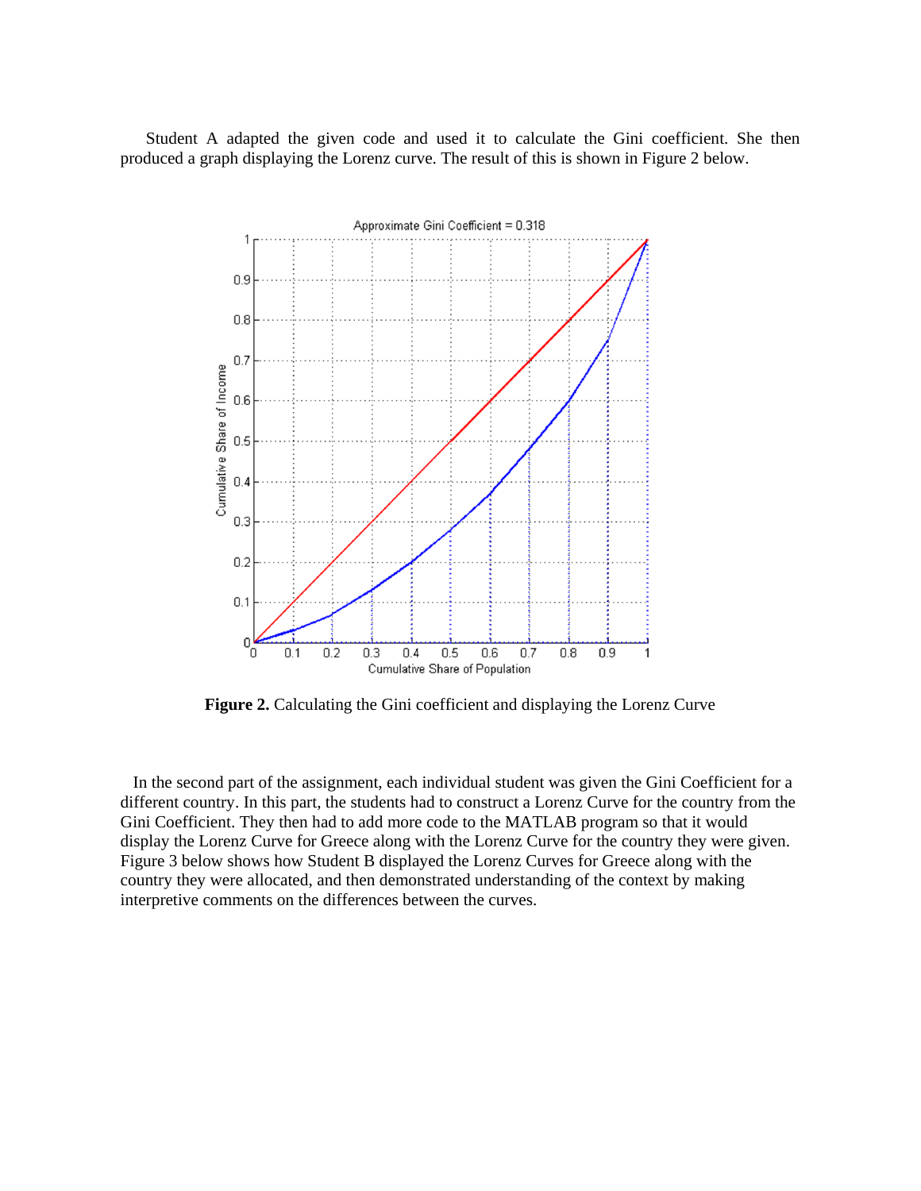Student A adapted the given code and used it to calculate the Gini coefficient. She then produced a graph displaying the Lorenz curve. The result of this is shown in Figure 2 below.

**Figure 2.** Calculating the Gini coefficient and displaying the Lorenz Curve

In the second part of the assignment, each individual student was given the Gini Coefficient for a different country. In this part, the students had to construct a Lorenz Curve for the country from the Gini Coefficient. They then had to add more code to the MATLAB program so that it would display the Lorenz Curve for Greece along with the Lorenz Curve for the country they were given. Figure 3 below shows how Student B displayed the Lorenz Curves for Greece along with the country they were allocated, and then demonstrated understanding of the context by making interpretive comments on the differences between the curves.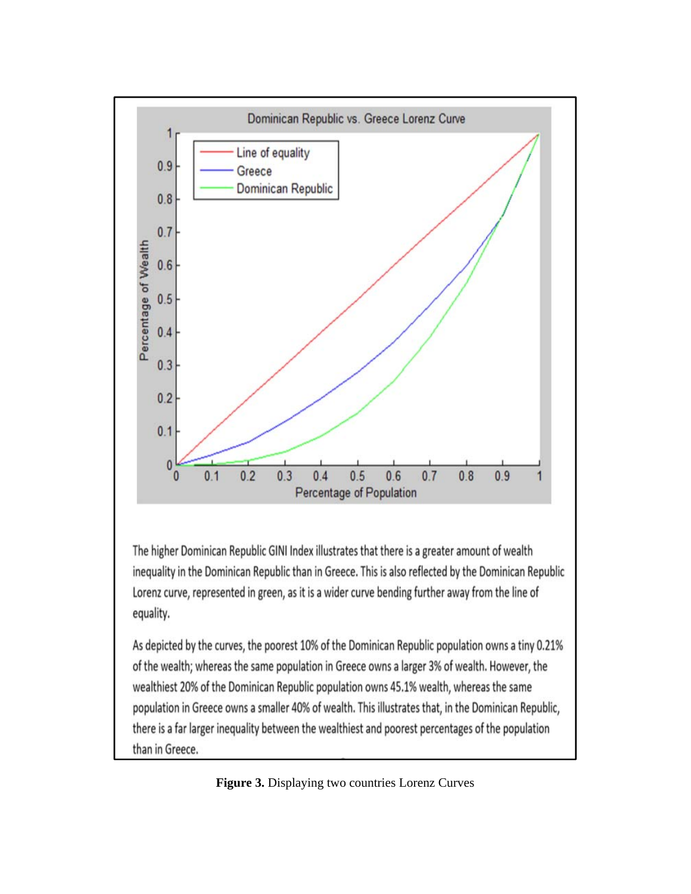Dominican Republic vs. Greece Lorenz Curve

The higher Dominican Republic GINI Index illustrates that there is a greater amount of wealth inequality in the Dominican Republic than in Greece. This is also reflected by the Dominican Republic Lorenz curve, represented in green, as it is a wider curve bending further away from the line of equality.

As depicted by the curves, the poorest 10% of the Dominican Republic population owns a tiny 0.21% of the wealth; whereas the same population in Greece owns a larger 3% of wealth. However, the wealthiest 20% of the Dominican Republic population owns 45.1% wealth, whereas the same population in Greece owns a smaller 40% of wealth. This illustrates that, in the Dominican Republic, there is a far larger inequality between the wealthiest and poorest percentages of the population than in Greece.

**Figure 3.** Displaying two countries Lorenz Curves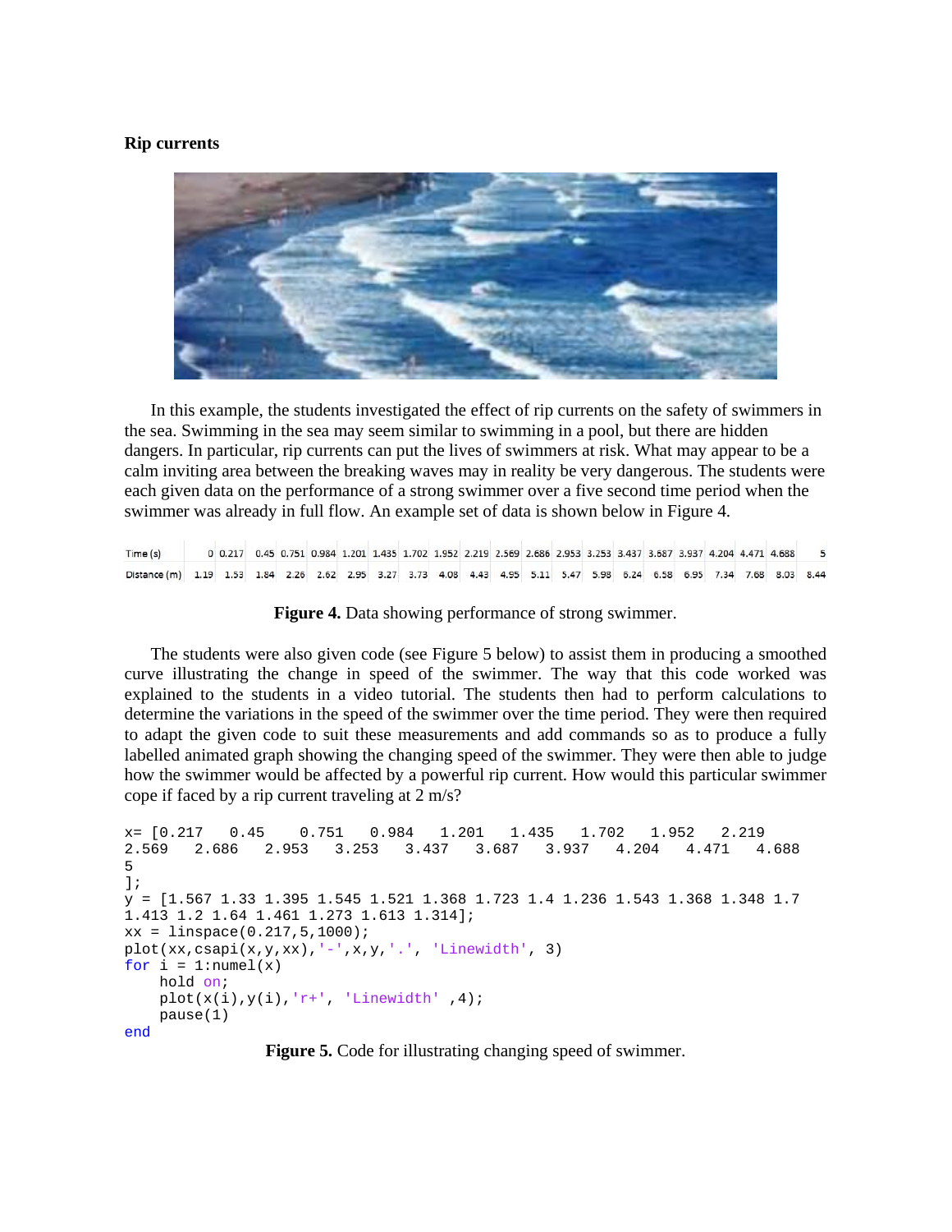**Rip currents**

In this example, the students investigated the effect of rip currents on the safety of swimmers in the sea. Swimming in the sea may seem similar to swimming in a pool, but there are hidden dangers. In particular, rip currents can put the lives of swimmers at risk. What may appear to be a calm inviting area between the breaking waves may in reality be very dangerous. The students were each given data on the performance of a strong swimmer over a five second time period when the swimmer was already in full flow. An example set of data is shown below in Figure 4.

| Time (s) | 0 | 0.217 | 0.45 | 0.751 | 0.984 | 1.201 | 1.435 | 1.702 | 1.952 | 2.219 | 2.569 | 2.686 | 2.953 | 3.253 | 3.437 | 3.687 | 3.937 | 4.204 | 4.471 | 4.688 | 5 |
|---|---|---|---|---|---|---|---|---|---|---|---|---|---|---|---|---|---|---|---|---|---|
| Distance (m) | 1.19 | 1.53 | 1.84 | 2.26 | 2.62 | 2.95 | 3.27 | 3.73 | 4.08 | 4.43 | 4.95 | 5.11 | 5.47 | 5.98 | 6.24 | 6.58 | 6.95 | 7.34 | 7.68 | 8.03 | 8.44 |

**Figure 4.** Data showing performance of strong swimmer.

The students were also given code (see Figure 5 below) to assist them in producing a smoothed curve illustrating the change in speed of the swimmer. The way that this code worked was explained to the students in a video tutorial. The students then had to perform calculations to determine the variations in the speed of the swimmer over the time period. They were then required to adapt the given code to suit these measurements and add commands so as to produce a fully labelled animated graph showing the changing speed of the swimmer. They were then able to judge how the swimmer would be affected by a powerful rip current. How would this particular swimmer cope if faced by a rip current traveling at 2 m/s?

```
x= [0.217   0.45    0.751   0.984   1.201   1.435   1.702   1.952   2.219
2.569   2.686   2.953   3.253   3.437   3.687   3.937   4.204   4.471   4.688
5
];
y = [1.567 1.33 1.395 1.545 1.521 1.368 1.723 1.4 1.236 1.543 1.368 1.348 1.7
1.413 1.2 1.64 1.461 1.273 1.613 1.314];
xx = linspace(0.217,5,1000);
plot(xx,csapi(x,y,xx),'-',x,y,'.', 'Linewidth', 3)
for i = 1:numel(x)
    hold on;
    plot(x(i),y(i),'r+', 'Linewidth' ,4);
    pause(1)
end
```

**Figure 5.** Code for illustrating changing speed of swimmer.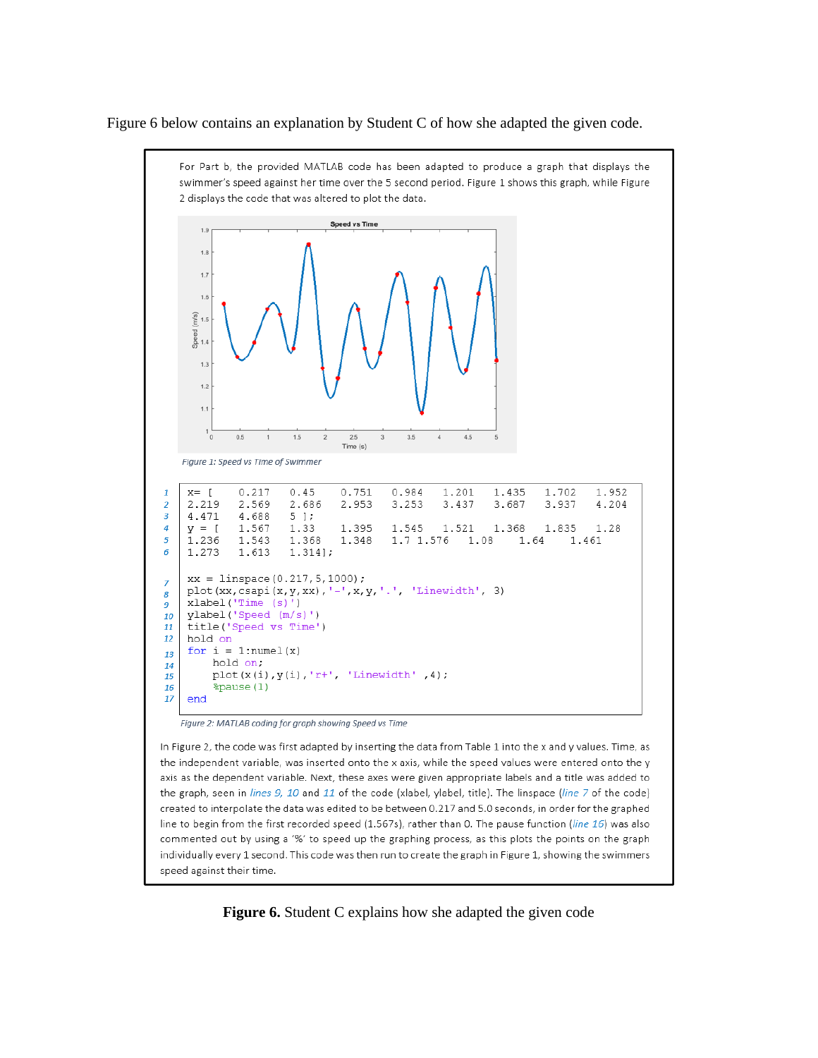Figure 6 below contains an explanation by Student C of how she adapted the given code.

For Part b, the provided MATLAB code has been adapted to produce a graph that displays the swimmer's speed against her time over the 5 second period. Figure 1 shows this graph, while Figure 2 displays the code that was altered to plot the data.

*Figure 1: Speed vs Time of Swimmer*

```
1   x= [   0.217   0.45    0.751   0.984   1.201   1.435   1.702   1.952
2   2.219  2.569   2.686   2.953   3.253   3.437   3.687   3.937   4.204
3   4.471  4.688   5 ];
4   y = [  1.567   1.33    1.395   1.545   1.521   1.368   1.835   1.28
5   1.236  1.543   1.368   1.348   1.7 1.576   1.08    1.64    1.461
6   1.273  1.613   1.314];

7   xx = linspace(0.217,5,1000);
8   plot(xx,csapi(x,y,xx),'-',x,y,'.', 'Linewidth', 3)
9   xlabel('Time (s)')
10  ylabel('Speed (m/s)')
11  title('Speed vs Time')
12  hold on
13  for i = 1:numel(x)
14      hold on;
15      plot(x(i),y(i),'r+', 'Linewidth' ,4);
16      %pause(1)
17  end
```

*Figure 2: MATLAB coding for graph showing Speed vs Time*

In Figure 2, the code was first adapted by inserting the data from Table 1 into the x and y values. Time, as the independent variable, was inserted onto the x axis, while the speed values were entered onto the y axis as the dependent variable. Next, these axes were given appropriate labels and a title was added to the graph, seen in *lines 9*, *10* and *11* of the code (xlabel, ylabel, title). The linspace (*line 7* of the code) created to interpolate the data was edited to be between 0.217 and 5.0 seconds, in order for the graphed line to begin from the first recorded speed (1.567s), rather than 0. The pause function (*line 16*) was also commented out by using a '%' to speed up the graphing process, as this plots the points on the graph individually every 1 second. This code was then run to create the graph in Figure 1, showing the swimmers speed against their time.

**Figure 6.** Student C explains how she adapted the given code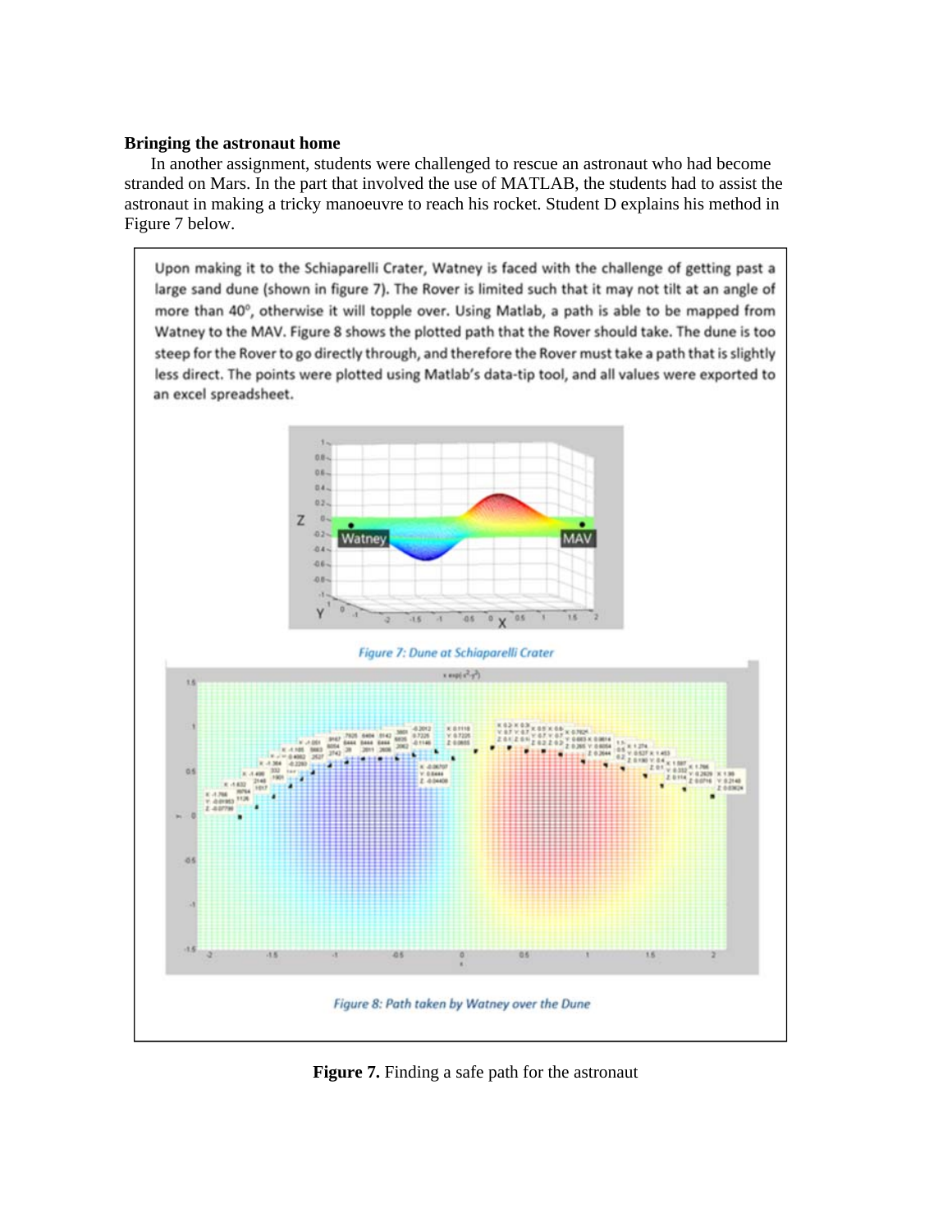**Bringing the astronaut home**

In another assignment, students were challenged to rescue an astronaut who had become stranded on Mars. In the part that involved the use of MATLAB, the students had to assist the astronaut in making a tricky manoeuvre to reach his rocket. Student D explains his method in Figure 7 below.

Upon making it to the Schiaparelli Crater, Watney is faced with the challenge of getting past a large sand dune (shown in figure 7). The Rover is limited such that it may not tilt at an angle of more than 40°, otherwise it will topple over. Using Matlab, a path is able to be mapped from Watney to the MAV. Figure 8 shows the plotted path that the Rover should take. The dune is too steep for the Rover to go directly through, and therefore the Rover must take a path that is slightly less direct. The points were plotted using Matlab's data-tip tool, and all values were exported to an excel spreadsheet.

*Figure 7: Dune at Schiaparelli Crater*

*Figure 8: Path taken by Watney over the Dune*

**Figure 7.** Finding a safe path for the astronaut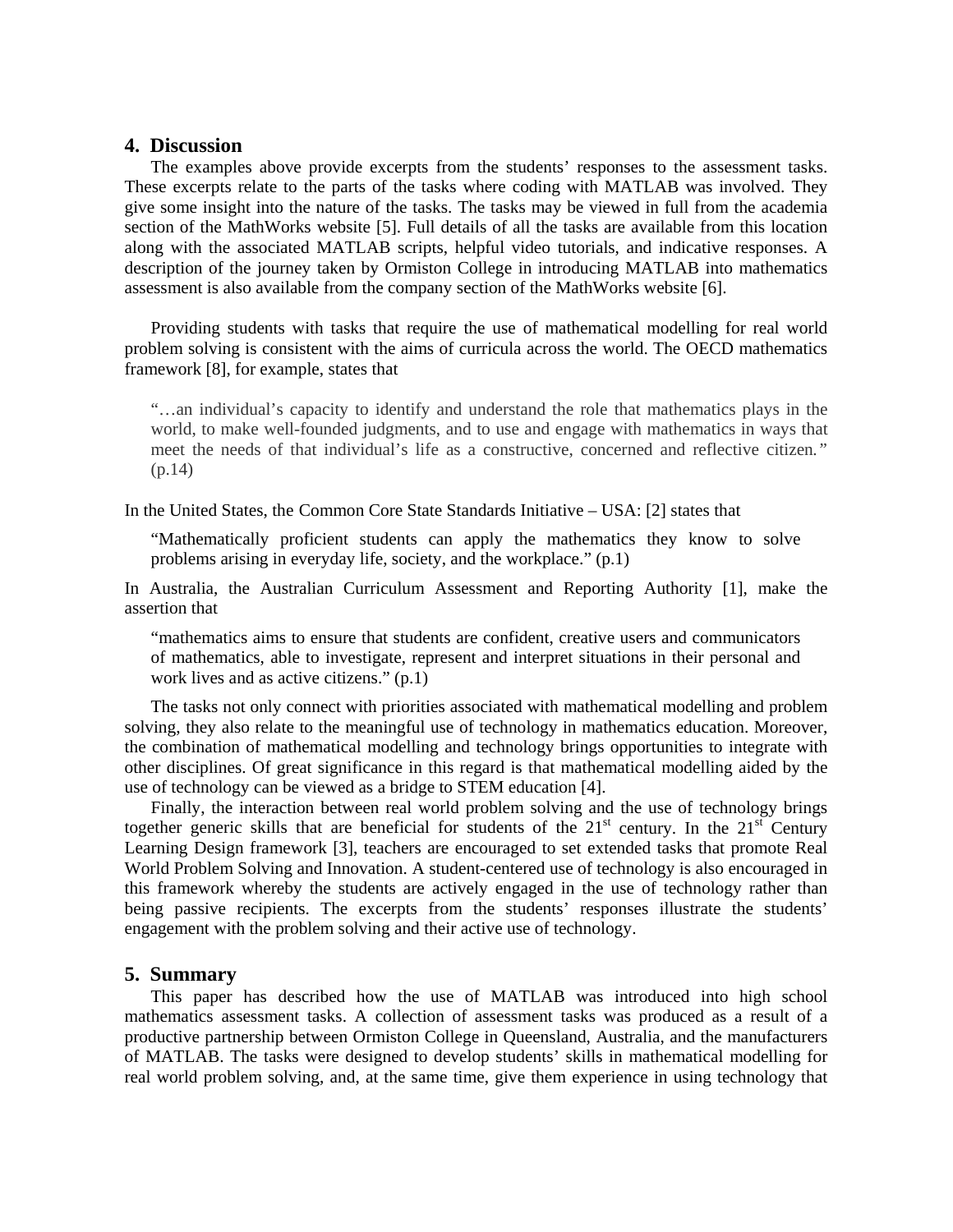## 4. Discussion

The examples above provide excerpts from the students' responses to the assessment tasks. These excerpts relate to the parts of the tasks where coding with MATLAB was involved. They give some insight into the nature of the tasks. The tasks may be viewed in full from the academia section of the MathWorks website [5]. Full details of all the tasks are available from this location along with the associated MATLAB scripts, helpful video tutorials, and indicative responses. A description of the journey taken by Ormiston College in introducing MATLAB into mathematics assessment is also available from the company section of the MathWorks website [6].

Providing students with tasks that require the use of mathematical modelling for real world problem solving is consistent with the aims of curricula across the world. The OECD mathematics framework [8], for example, states that

> "…an individual's capacity to identify and understand the role that mathematics plays in the world, to make well-founded judgments, and to use and engage with mathematics in ways that meet the needs of that individual's life as a constructive, concerned and reflective citizen." (p.14)

In the United States, the Common Core State Standards Initiative – USA: [2] states that

> "Mathematically proficient students can apply the mathematics they know to solve problems arising in everyday life, society, and the workplace." (p.1)

In Australia, the Australian Curriculum Assessment and Reporting Authority [1], make the assertion that

> "mathematics aims to ensure that students are confident, creative users and communicators of mathematics, able to investigate, represent and interpret situations in their personal and work lives and as active citizens." (p.1)

The tasks not only connect with priorities associated with mathematical modelling and problem solving, they also relate to the meaningful use of technology in mathematics education. Moreover, the combination of mathematical modelling and technology brings opportunities to integrate with other disciplines. Of great significance in this regard is that mathematical modelling aided by the use of technology can be viewed as a bridge to STEM education [4].

Finally, the interaction between real world problem solving and the use of technology brings together generic skills that are beneficial for students of the 21st century. In the 21st Century Learning Design framework [3], teachers are encouraged to set extended tasks that promote Real World Problem Solving and Innovation. A student-centered use of technology is also encouraged in this framework whereby the students are actively engaged in the use of technology rather than being passive recipients. The excerpts from the students' responses illustrate the students' engagement with the problem solving and their active use of technology.

## 5. Summary

This paper has described how the use of MATLAB was introduced into high school mathematics assessment tasks. A collection of assessment tasks was produced as a result of a productive partnership between Ormiston College in Queensland, Australia, and the manufacturers of MATLAB. The tasks were designed to develop students' skills in mathematical modelling for real world problem solving, and, at the same time, give them experience in using technology that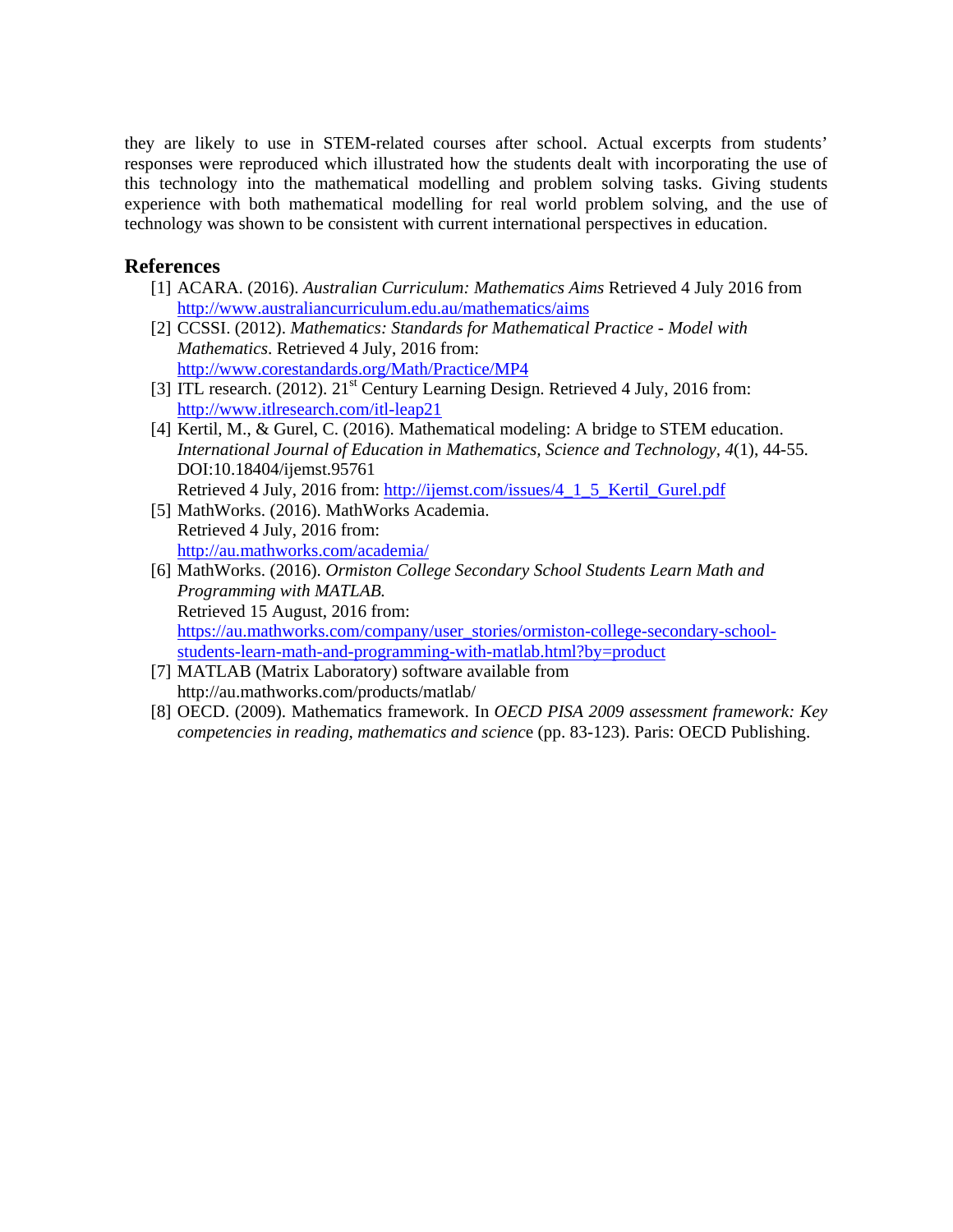they are likely to use in STEM-related courses after school. Actual excerpts from students' responses were reproduced which illustrated how the students dealt with incorporating the use of this technology into the mathematical modelling and problem solving tasks. Giving students experience with both mathematical modelling for real world problem solving, and the use of technology was shown to be consistent with current international perspectives in education.

## References

[1] ACARA. (2016). *Australian Curriculum: Mathematics Aims* Retrieved 4 July 2016 from http://www.australiancurriculum.edu.au/mathematics/aims

[2] CCSSI. (2012). *Mathematics: Standards for Mathematical Practice - Model with Mathematics*. Retrieved 4 July, 2016 from: http://www.corestandards.org/Math/Practice/MP4

[3] ITL research. (2012). 21st Century Learning Design. Retrieved 4 July, 2016 from: http://www.itlresearch.com/itl-leap21

[4] Kertil, M., & Gurel, C. (2016). Mathematical modeling: A bridge to STEM education. *International Journal of Education in Mathematics, Science and Technology, 4*(1), 44-55. DOI:10.18404/ijemst.95761
Retrieved 4 July, 2016 from: http://ijemst.com/issues/4_1_5_Kertil_Gurel.pdf

[5] MathWorks. (2016). MathWorks Academia.
Retrieved 4 July, 2016 from:
http://au.mathworks.com/academia/

[6] MathWorks. (2016). *Ormiston College Secondary School Students Learn Math and Programming with MATLAB.*
Retrieved 15 August, 2016 from:
https://au.mathworks.com/company/user_stories/ormiston-college-secondary-school-students-learn-math-and-programming-with-matlab.html?by=product

[7] MATLAB (Matrix Laboratory) software available from http://au.mathworks.com/products/matlab/

[8] OECD. (2009). Mathematics framework. In *OECD PISA 2009 assessment framework: Key competencies in reading, mathematics and science* (pp. 83-123). Paris: OECD Publishing.